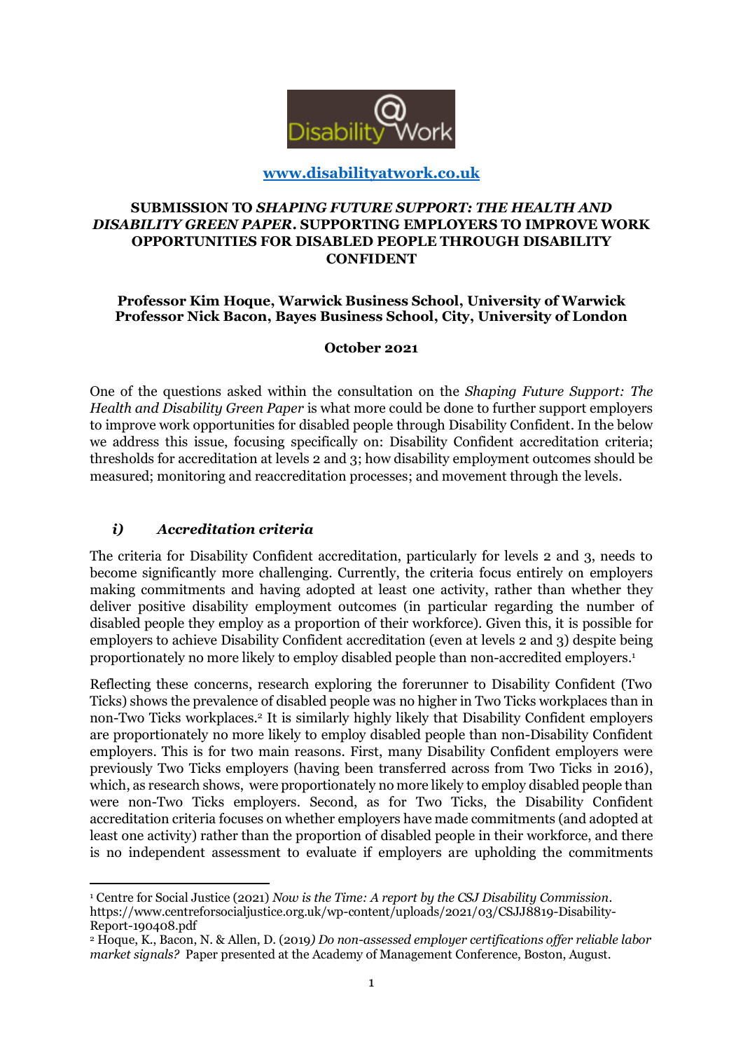[www.disabilityatwork.co.uk](http://www.disabilityatwork.co.uk)

# SUBMISSION TO *SHAPING FUTURE SUPPORT: THE HEALTH AND DISABILITY GREEN PAPER*. SUPPORTING EMPLOYERS TO IMPROVE WORK OPPORTUNITIES FOR DISABLED PEOPLE THROUGH DISABILITY CONFIDENT

**Professor Kim Hoque, Warwick Business School, University of Warwick**
**Professor Nick Bacon, Bayes Business School, City, University of London**

**October 2021**

One of the questions asked within the consultation on the *Shaping Future Support: The Health and Disability Green Paper* is what more could be done to further support employers to improve work opportunities for disabled people through Disability Confident. In the below we address this issue, focusing specifically on: Disability Confident accreditation criteria; thresholds for accreditation at levels 2 and 3; how disability employment outcomes should be measured; monitoring and reaccreditation processes; and movement through the levels.

## *i) Accreditation criteria*

The criteria for Disability Confident accreditation, particularly for levels 2 and 3, needs to become significantly more challenging. Currently, the criteria focus entirely on employers making commitments and having adopted at least one activity, rather than whether they deliver positive disability employment outcomes (in particular regarding the number of disabled people they employ as a proportion of their workforce). Given this, it is possible for employers to achieve Disability Confident accreditation (even at levels 2 and 3) despite being proportionately no more likely to employ disabled people than non-accredited employers.[1]

Reflecting these concerns, research exploring the forerunner to Disability Confident (Two Ticks) shows the prevalence of disabled people was no higher in Two Ticks workplaces than in non-Two Ticks workplaces.[2] It is similarly highly likely that Disability Confident employers are proportionately no more likely to employ disabled people than non-Disability Confident employers. This is for two main reasons. First, many Disability Confident employers were previously Two Ticks employers (having been transferred across from Two Ticks in 2016), which, as research shows, were proportionately no more likely to employ disabled people than were non-Two Ticks employers. Second, as for Two Ticks, the Disability Confident accreditation criteria focuses on whether employers have made commitments (and adopted at least one activity) rather than the proportion of disabled people in their workforce, and there is no independent assessment to evaluate if employers are upholding the commitments

---

[1] Centre for Social Justice (2021) *Now is the Time: A report by the CSJ Disability Commission*. https://www.centreforsocialjustice.org.uk/wp-content/uploads/2021/03/CSJJ8819-Disability-Report-190408.pdf

[2] Hoque, K., Bacon, N. & Allen, D. (2019) *Do non-assessed employer certifications offer reliable labor market signals?* Paper presented at the Academy of Management Conference, Boston, August.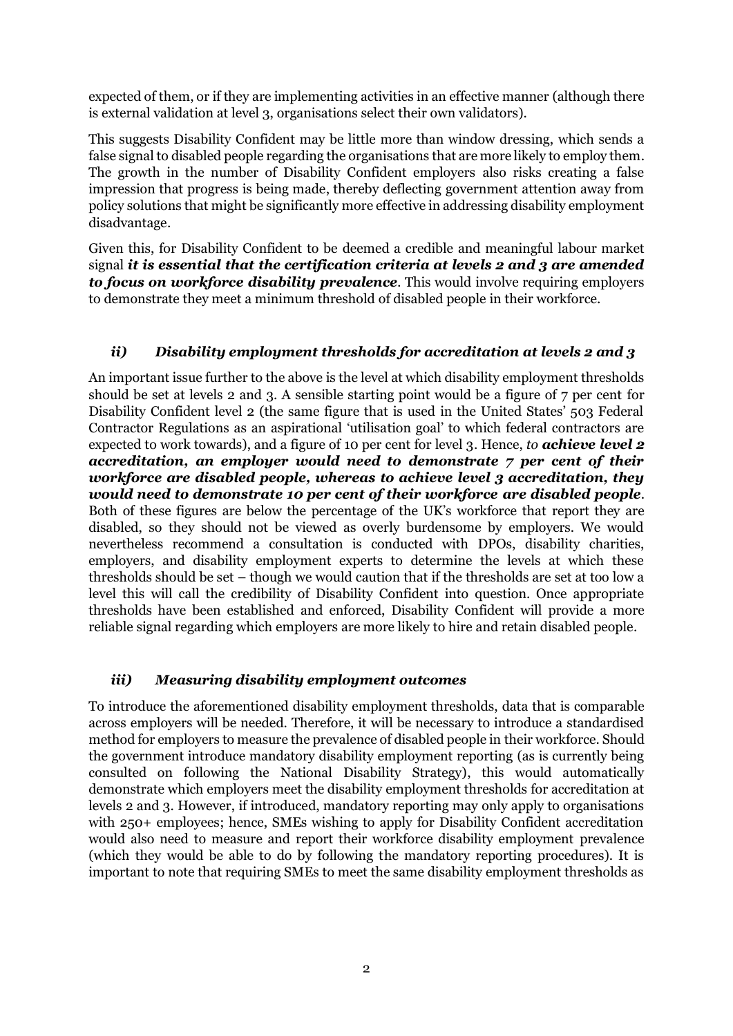expected of them, or if they are implementing activities in an effective manner (although there is external validation at level 3, organisations select their own validators).

This suggests Disability Confident may be little more than window dressing, which sends a false signal to disabled people regarding the organisations that are more likely to employ them. The growth in the number of Disability Confident employers also risks creating a false impression that progress is being made, thereby deflecting government attention away from policy solutions that might be significantly more effective in addressing disability employment disadvantage.

Given this, for Disability Confident to be deemed a credible and meaningful labour market signal ***it is essential that the certification criteria at levels 2 and 3 are amended to focus on workforce disability prevalence***. This would involve requiring employers to demonstrate they meet a minimum threshold of disabled people in their workforce.

### *ii) Disability employment thresholds for accreditation at levels 2 and 3*

An important issue further to the above is the level at which disability employment thresholds should be set at levels 2 and 3. A sensible starting point would be a figure of 7 per cent for Disability Confident level 2 (the same figure that is used in the United States' 503 Federal Contractor Regulations as an aspirational 'utilisation goal' to which federal contractors are expected to work towards), and a figure of 10 per cent for level 3. Hence, *to* ***achieve level 2 accreditation, an employer would need to demonstrate 7 per cent of their workforce are disabled people, whereas to achieve level 3 accreditation, they would need to demonstrate 10 per cent of their workforce are disabled people***. Both of these figures are below the percentage of the UK's workforce that report they are disabled, so they should not be viewed as overly burdensome by employers. We would nevertheless recommend a consultation is conducted with DPOs, disability charities, employers, and disability employment experts to determine the levels at which these thresholds should be set – though we would caution that if the thresholds are set at too low a level this will call the credibility of Disability Confident into question. Once appropriate thresholds have been established and enforced, Disability Confident will provide a more reliable signal regarding which employers are more likely to hire and retain disabled people.

### *iii) Measuring disability employment outcomes*

To introduce the aforementioned disability employment thresholds, data that is comparable across employers will be needed. Therefore, it will be necessary to introduce a standardised method for employers to measure the prevalence of disabled people in their workforce. Should the government introduce mandatory disability employment reporting (as is currently being consulted on following the National Disability Strategy), this would automatically demonstrate which employers meet the disability employment thresholds for accreditation at levels 2 and 3. However, if introduced, mandatory reporting may only apply to organisations with 250+ employees; hence, SMEs wishing to apply for Disability Confident accreditation would also need to measure and report their workforce disability employment prevalence (which they would be able to do by following the mandatory reporting procedures). It is important to note that requiring SMEs to meet the same disability employment thresholds as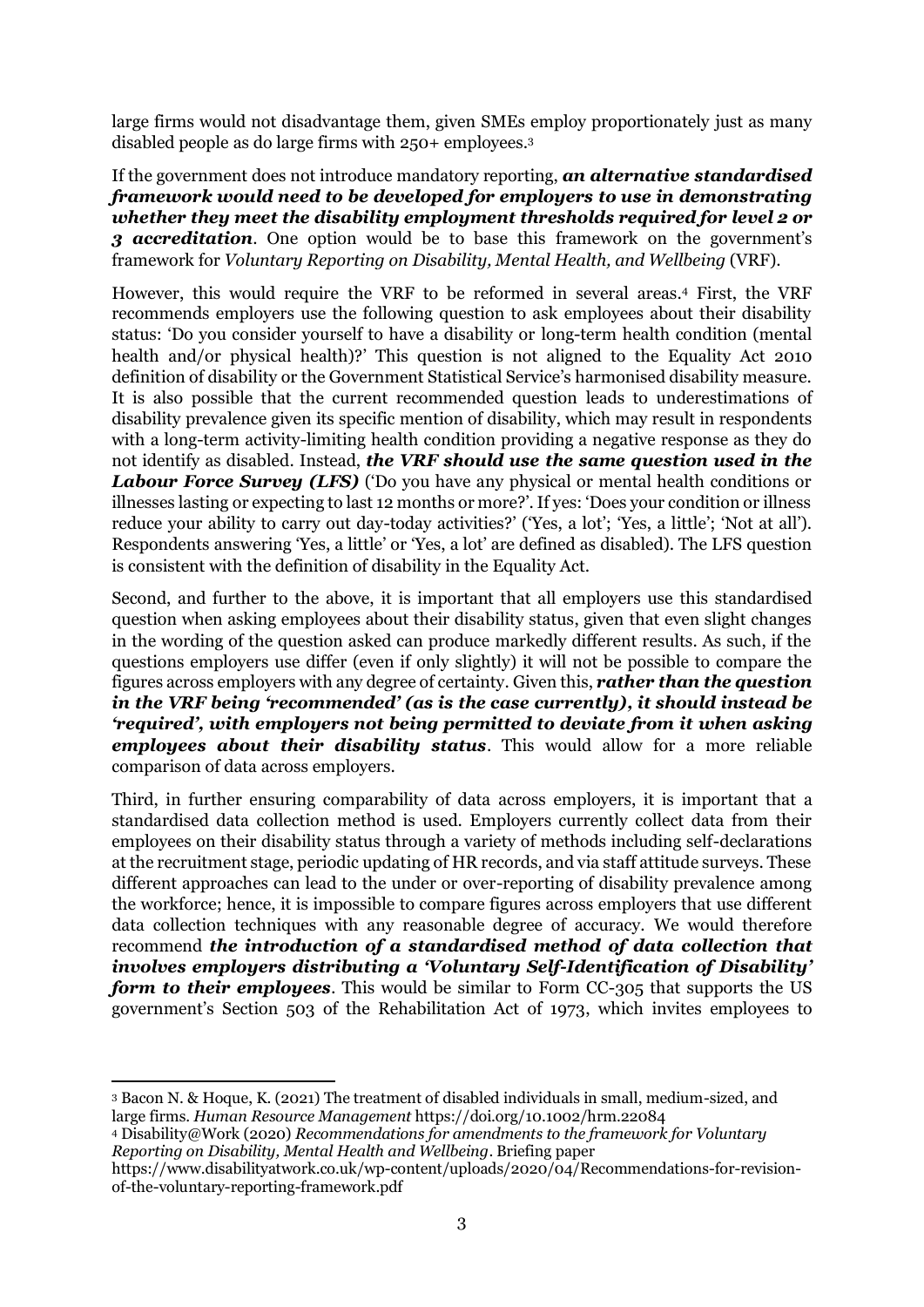large firms would not disadvantage them, given SMEs employ proportionately just as many disabled people as do large firms with 250+ employees.[3]

If the government does not introduce mandatory reporting, ***an alternative standardised framework would need to be developed for employers to use in demonstrating whether they meet the disability employment thresholds required for level 2 or 3 accreditation***. One option would be to base this framework on the government's framework for *Voluntary Reporting on Disability, Mental Health, and Wellbeing* (VRF).

However, this would require the VRF to be reformed in several areas.[4] First, the VRF recommends employers use the following question to ask employees about their disability status: 'Do you consider yourself to have a disability or long-term health condition (mental health and/or physical health)?' This question is not aligned to the Equality Act 2010 definition of disability or the Government Statistical Service's harmonised disability measure. It is also possible that the current recommended question leads to underestimations of disability prevalence given its specific mention of disability, which may result in respondents with a long-term activity-limiting health condition providing a negative response as they do not identify as disabled. Instead, ***the VRF should use the same question used in the Labour Force Survey (LFS)*** ('Do you have any physical or mental health conditions or illnesses lasting or expecting to last 12 months or more?'. If yes: 'Does your condition or illness reduce your ability to carry out day-today activities?' ('Yes, a lot'; 'Yes, a little'; 'Not at all'). Respondents answering 'Yes, a little' or 'Yes, a lot' are defined as disabled). The LFS question is consistent with the definition of disability in the Equality Act.

Second, and further to the above, it is important that all employers use this standardised question when asking employees about their disability status, given that even slight changes in the wording of the question asked can produce markedly different results. As such, if the questions employers use differ (even if only slightly) it will not be possible to compare the figures across employers with any degree of certainty. Given this, ***rather than the question in the VRF being 'recommended' (as is the case currently), it should instead be 'required', with employers not being permitted to deviate from it when asking employees about their disability status***. This would allow for a more reliable comparison of data across employers.

Third, in further ensuring comparability of data across employers, it is important that a standardised data collection method is used. Employers currently collect data from their employees on their disability status through a variety of methods including self-declarations at the recruitment stage, periodic updating of HR records, and via staff attitude surveys. These different approaches can lead to the under or over-reporting of disability prevalence among the workforce; hence, it is impossible to compare figures across employers that use different data collection techniques with any reasonable degree of accuracy. We would therefore recommend ***the introduction of a standardised method of data collection that involves employers distributing a 'Voluntary Self-Identification of Disability' form to their employees***. This would be similar to Form CC-305 that supports the US government's Section 503 of the Rehabilitation Act of 1973, which invites employees to

---

[3] Bacon N. & Hoque, K. (2021) The treatment of disabled individuals in small, medium-sized, and large firms. *Human Resource Management* https://doi.org/10.1002/hrm.22084

[4] Disability@Work (2020) *Recommendations for amendments to the framework for Voluntary Reporting on Disability, Mental Health and Wellbeing*. Briefing paper https://www.disabilityatwork.co.uk/wp-content/uploads/2020/04/Recommendations-for-revision-of-the-voluntary-reporting-framework.pdf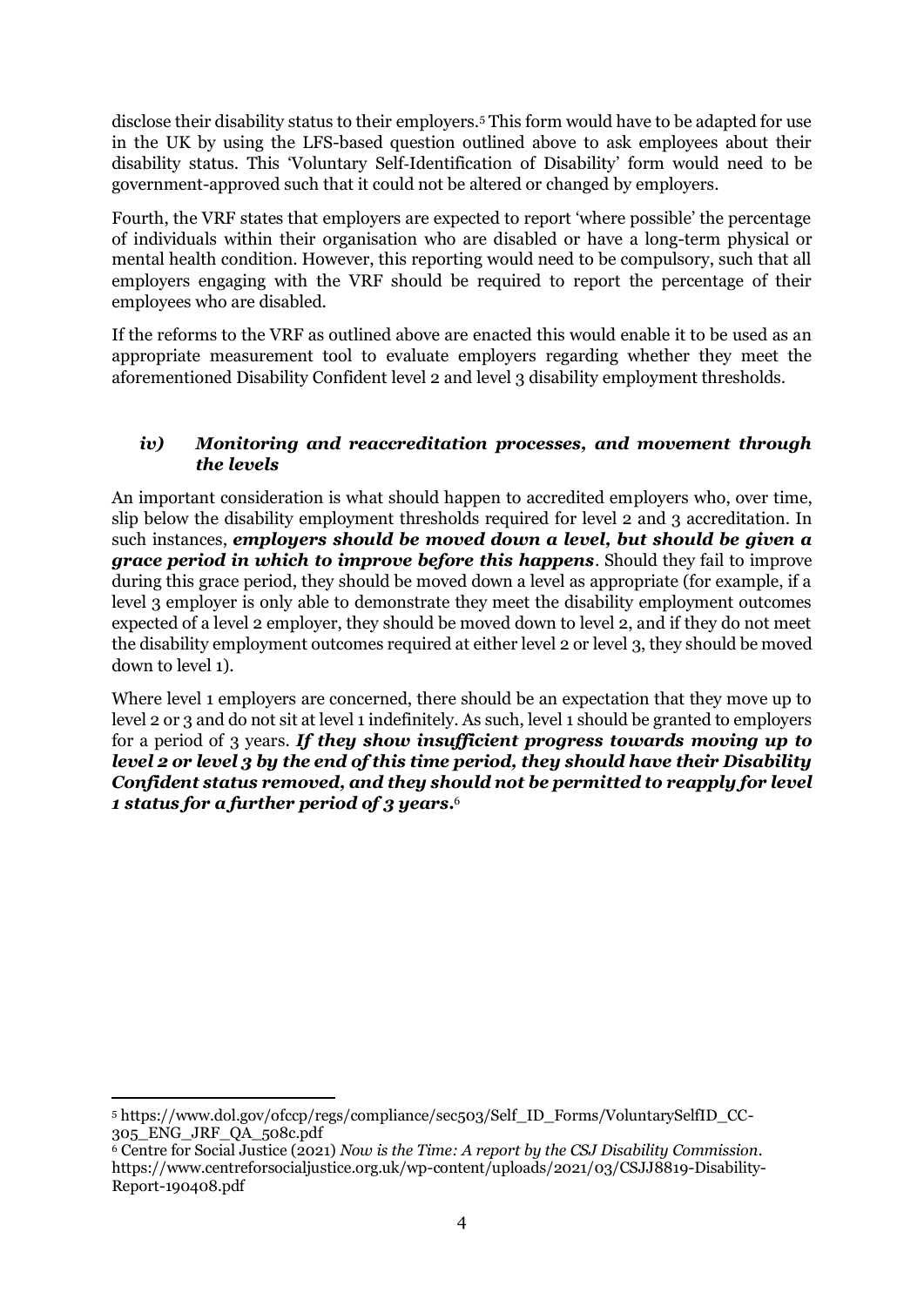disclose their disability status to their employers.[5] This form would have to be adapted for use in the UK by using the LFS-based question outlined above to ask employees about their disability status. This 'Voluntary Self-Identification of Disability' form would need to be government-approved such that it could not be altered or changed by employers.

Fourth, the VRF states that employers are expected to report 'where possible' the percentage of individuals within their organisation who are disabled or have a long-term physical or mental health condition. However, this reporting would need to be compulsory, such that all employers engaging with the VRF should be required to report the percentage of their employees who are disabled.

If the reforms to the VRF as outlined above are enacted this would enable it to be used as an appropriate measurement tool to evaluate employers regarding whether they meet the aforementioned Disability Confident level 2 and level 3 disability employment thresholds.

### *iv) Monitoring and reaccreditation processes, and movement through the levels*

An important consideration is what should happen to accredited employers who, over time, slip below the disability employment thresholds required for level 2 and 3 accreditation. In such instances, ***employers should be moved down a level, but should be given a grace period in which to improve before this happens***. Should they fail to improve during this grace period, they should be moved down a level as appropriate (for example, if a level 3 employer is only able to demonstrate they meet the disability employment outcomes expected of a level 2 employer, they should be moved down to level 2, and if they do not meet the disability employment outcomes required at either level 2 or level 3, they should be moved down to level 1).

Where level 1 employers are concerned, there should be an expectation that they move up to level 2 or 3 and do not sit at level 1 indefinitely. As such, level 1 should be granted to employers for a period of 3 years. ***If they show insufficient progress towards moving up to level 2 or level 3 by the end of this time period, they should have their Disability Confident status removed, and they should not be permitted to reapply for level 1 status for a further period of 3 years.***[6]

---

[5] https://www.dol.gov/ofccp/regs/compliance/sec503/Self_ID_Forms/VoluntarySelfID_CC-305_ENG_JRF_QA_508c.pdf

[6] Centre for Social Justice (2021) *Now is the Time: A report by the CSJ Disability Commission*. https://www.centreforsocialjustice.org.uk/wp-content/uploads/2021/03/CSJJ8819-Disability-Report-190408.pdf